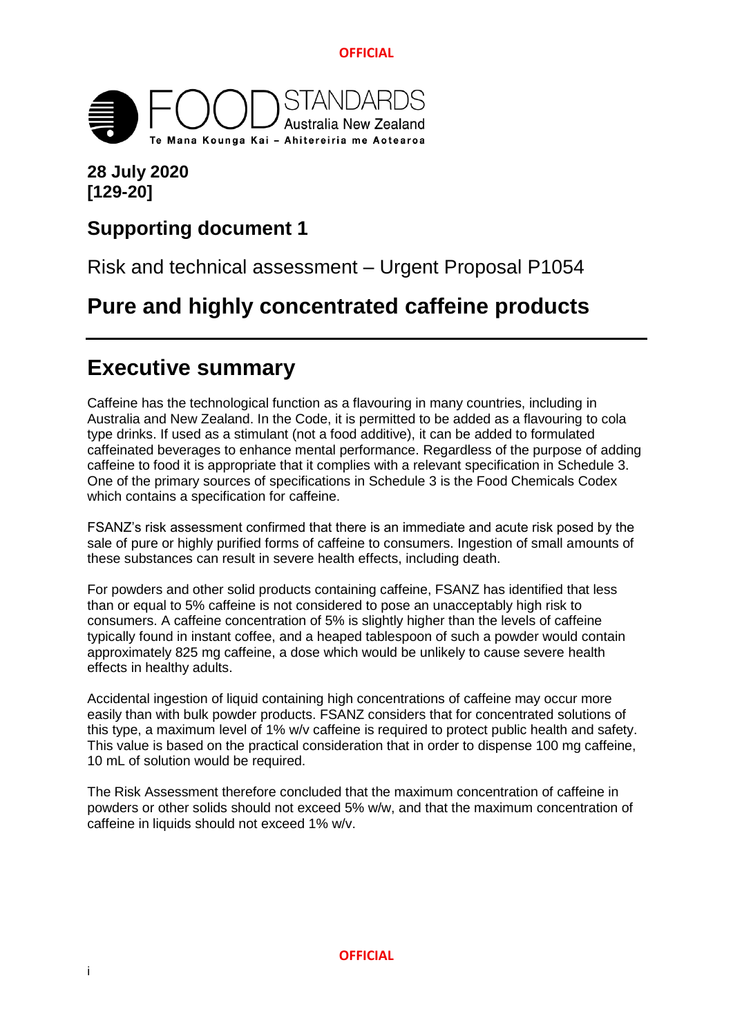**28 July 2020**
**[129-20]**

## Supporting document 1

Risk and technical assessment – Urgent Proposal P1054

## Pure and highly concentrated caffeine products

# Executive summary

Caffeine has the technological function as a flavouring in many countries, including in Australia and New Zealand. In the Code, it is permitted to be added as a flavouring to cola type drinks. If used as a stimulant (not a food additive), it can be added to formulated caffeinated beverages to enhance mental performance. Regardless of the purpose of adding caffeine to food it is appropriate that it complies with a relevant specification in Schedule 3. One of the primary sources of specifications in Schedule 3 is the Food Chemicals Codex which contains a specification for caffeine.

FSANZ's risk assessment confirmed that there is an immediate and acute risk posed by the sale of pure or highly purified forms of caffeine to consumers. Ingestion of small amounts of these substances can result in severe health effects, including death.

For powders and other solid products containing caffeine, FSANZ has identified that less than or equal to 5% caffeine is not considered to pose an unacceptably high risk to consumers. A caffeine concentration of 5% is slightly higher than the levels of caffeine typically found in instant coffee, and a heaped tablespoon of such a powder would contain approximately 825 mg caffeine, a dose which would be unlikely to cause severe health effects in healthy adults.

Accidental ingestion of liquid containing high concentrations of caffeine may occur more easily than with bulk powder products. FSANZ considers that for concentrated solutions of this type, a maximum level of 1% w/v caffeine is required to protect public health and safety. This value is based on the practical consideration that in order to dispense 100 mg caffeine, 10 mL of solution would be required.

The Risk Assessment therefore concluded that the maximum concentration of caffeine in powders or other solids should not exceed 5% w/w, and that the maximum concentration of caffeine in liquids should not exceed 1% w/v.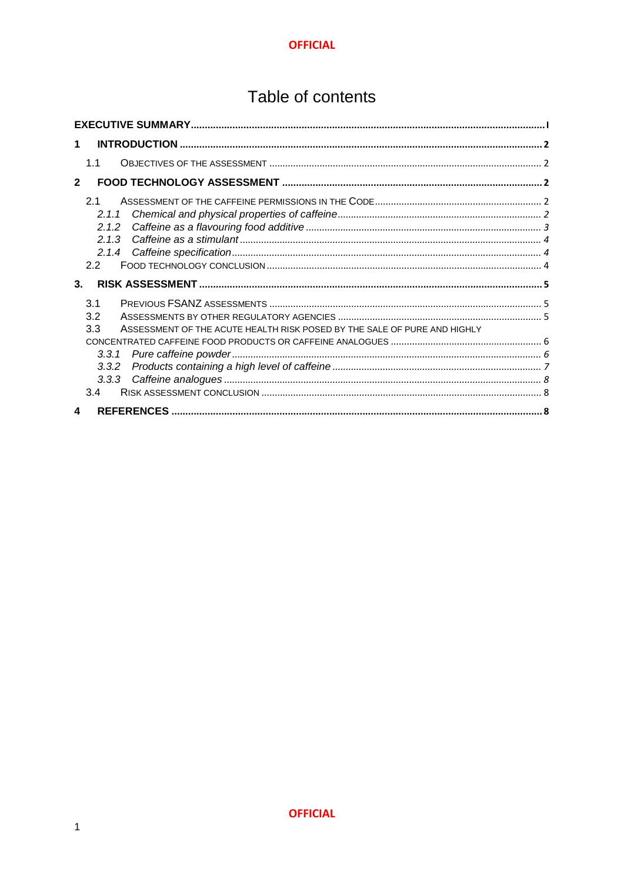# Table of contents

**EXECUTIVE SUMMARY** ..... I

**1 INTRODUCTION** ..... 2

- 1.1 OBJECTIVES OF THE ASSESSMENT ..... 2

**2 FOOD TECHNOLOGY ASSESSMENT** ..... 2

- 2.1 ASSESSMENT OF THE CAFFEINE PERMISSIONS IN THE CODE ..... 2
  - *2.1.1 Chemical and physical properties of caffeine* ..... 2
  - *2.1.2 Caffeine as a flavouring food additive* ..... 3
  - *2.1.3 Caffeine as a stimulant* ..... 4
  - *2.1.4 Caffeine specification* ..... 4
- 2.2 FOOD TECHNOLOGY CONCLUSION ..... 4

**3. RISK ASSESSMENT** ..... 5

- 3.1 PREVIOUS FSANZ ASSESSMENTS ..... 5
- 3.2 ASSESSMENTS BY OTHER REGULATORY AGENCIES ..... 5
- 3.3 ASSESSMENT OF THE ACUTE HEALTH RISK POSED BY THE SALE OF PURE AND HIGHLY CONCENTRATED CAFFEINE FOOD PRODUCTS OR CAFFEINE ANALOGUES ..... 6
  - *3.3.1 Pure caffeine powder* ..... 6
  - *3.3.2 Products containing a high level of caffeine* ..... 7
  - *3.3.3 Caffeine analogues* ..... 8
- 3.4 RISK ASSESSMENT CONCLUSION ..... 8

**4 REFERENCES** ..... 8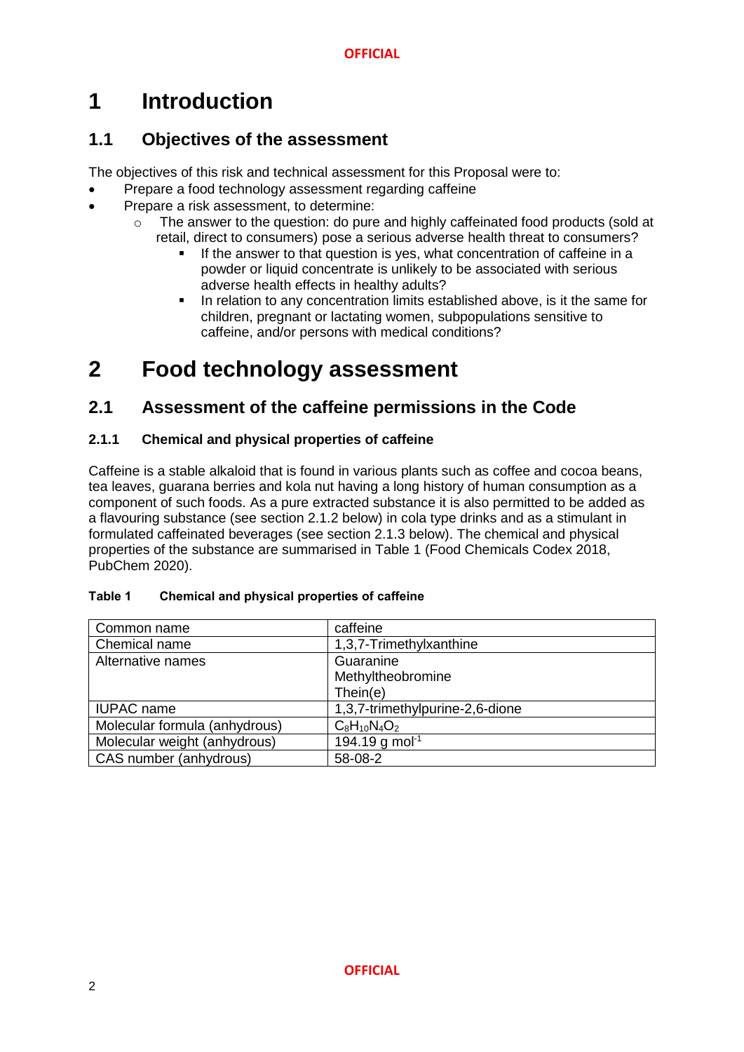# 1 Introduction

## 1.1 Objectives of the assessment

The objectives of this risk and technical assessment for this Proposal were to:

- Prepare a food technology assessment regarding caffeine
- Prepare a risk assessment, to determine:
  - The answer to the question: do pure and highly caffeinated food products (sold at retail, direct to consumers) pose a serious adverse health threat to consumers?
    - If the answer to that question is yes, what concentration of caffeine in a powder or liquid concentrate is unlikely to be associated with serious adverse health effects in healthy adults?
    - In relation to any concentration limits established above, is it the same for children, pregnant or lactating women, subpopulations sensitive to caffeine, and/or persons with medical conditions?

# 2 Food technology assessment

## 2.1 Assessment of the caffeine permissions in the Code

### 2.1.1 Chemical and physical properties of caffeine

Caffeine is a stable alkaloid that is found in various plants such as coffee and cocoa beans, tea leaves, guarana berries and kola nut having a long history of human consumption as a component of such foods. As a pure extracted substance it is also permitted to be added as a flavouring substance (see section 2.1.2 below) in cola type drinks and as a stimulant in formulated caffeinated beverages (see section 2.1.3 below). The chemical and physical properties of the substance are summarised in Table 1 (Food Chemicals Codex 2018, PubChem 2020).

**Table 1 Chemical and physical properties of caffeine**

| | |
|---|---|
| Common name | caffeine |
| Chemical name | 1,3,7-Trimethylxanthine |
| Alternative names | Guaranine<br>Methyltheobromine<br>Thein(e) |
| IUPAC name | 1,3,7-trimethylpurine-2,6-dione |
| Molecular formula (anhydrous) | $C_8H_{10}N_4O_2$ |
| Molecular weight (anhydrous) | 194.19 g $mol^{-1}$ |
| CAS number (anhydrous) | 58-08-2 |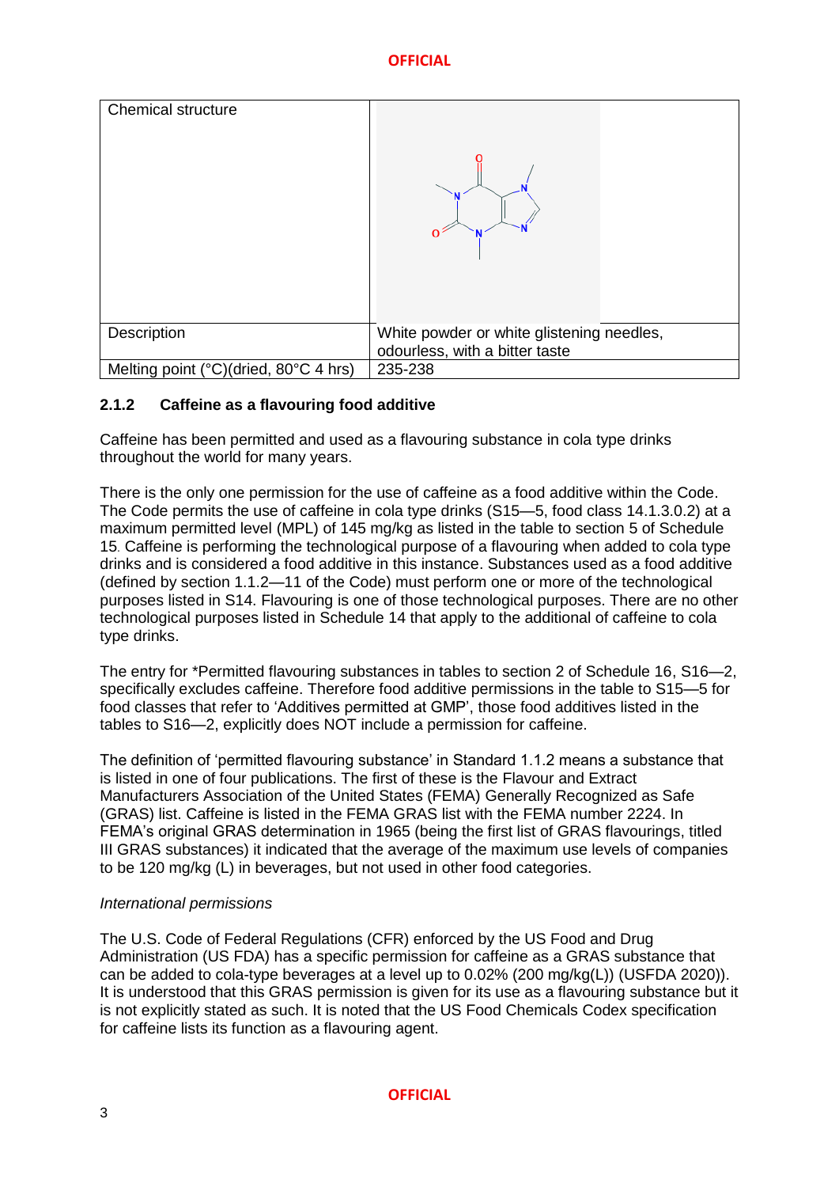| Chemical structure | |
| --- | --- |
| Description | White powder or white glistening needles, odourless, with a bitter taste |
| Melting point (°C)(dried, 80°C 4 hrs) | 235-238 |

### 2.1.2 Caffeine as a flavouring food additive

Caffeine has been permitted and used as a flavouring substance in cola type drinks throughout the world for many years.

There is the only one permission for the use of caffeine as a food additive within the Code. The Code permits the use of caffeine in cola type drinks (S15—5, food class 14.1.3.0.2) at a maximum permitted level (MPL) of 145 mg/kg as listed in the table to section 5 of Schedule 15. Caffeine is performing the technological purpose of a flavouring when added to cola type drinks and is considered a food additive in this instance. Substances used as a food additive (defined by section 1.1.2—11 of the Code) must perform one or more of the technological purposes listed in S14. Flavouring is one of those technological purposes. There are no other technological purposes listed in Schedule 14 that apply to the additional of caffeine to cola type drinks.

The entry for *Permitted flavouring substances in tables to section 2 of Schedule 16, S16—2, specifically excludes caffeine. Therefore food additive permissions in the table to S15—5 for food classes that refer to 'Additives permitted at GMP', those food additives listed in the tables to S16—2, explicitly does NOT include a permission for caffeine.

The definition of 'permitted flavouring substance' in Standard 1.1.2 means a substance that is listed in one of four publications. The first of these is the Flavour and Extract Manufacturers Association of the United States (FEMA) Generally Recognized as Safe (GRAS) list. Caffeine is listed in the FEMA GRAS list with the FEMA number 2224. In FEMA's original GRAS determination in 1965 (being the first list of GRAS flavourings, titled III GRAS substances) it indicated that the average of the maximum use levels of companies to be 120 mg/kg (L) in beverages, but not used in other food categories.

*International permissions*

The U.S. Code of Federal Regulations (CFR) enforced by the US Food and Drug Administration (US FDA) has a specific permission for caffeine as a GRAS substance that can be added to cola-type beverages at a level up to 0.02% (200 mg/kg(L)) (USFDA 2020)). It is understood that this GRAS permission is given for its use as a flavouring substance but it is not explicitly stated as such. It is noted that the US Food Chemicals Codex specification for caffeine lists its function as a flavouring agent.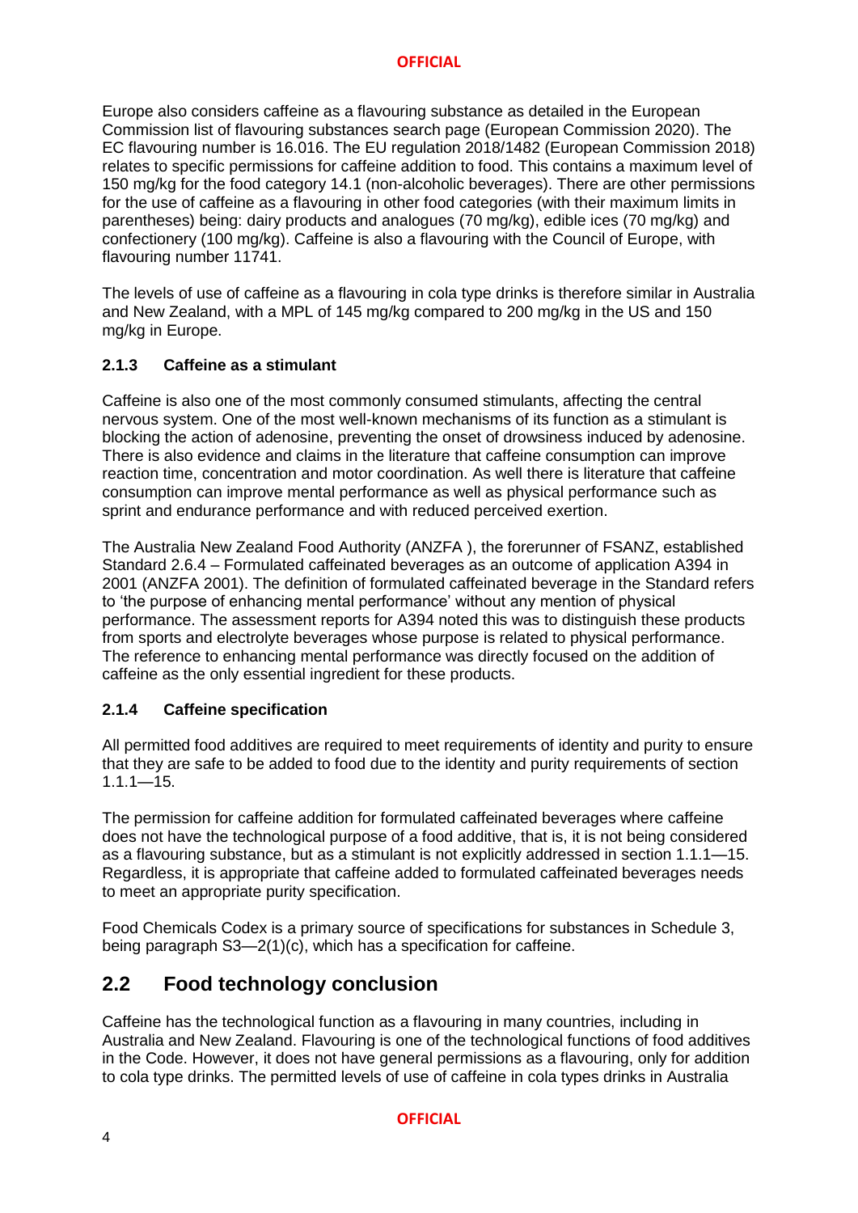Europe also considers caffeine as a flavouring substance as detailed in the European Commission list of flavouring substances search page (European Commission 2020). The EC flavouring number is 16.016. The EU regulation 2018/1482 (European Commission 2018) relates to specific permissions for caffeine addition to food. This contains a maximum level of 150 mg/kg for the food category 14.1 (non-alcoholic beverages). There are other permissions for the use of caffeine as a flavouring in other food categories (with their maximum limits in parentheses) being: dairy products and analogues (70 mg/kg), edible ices (70 mg/kg) and confectionery (100 mg/kg). Caffeine is also a flavouring with the Council of Europe, with flavouring number 11741.

The levels of use of caffeine as a flavouring in cola type drinks is therefore similar in Australia and New Zealand, with a MPL of 145 mg/kg compared to 200 mg/kg in the US and 150 mg/kg in Europe.

### 2.1.3 Caffeine as a stimulant

Caffeine is also one of the most commonly consumed stimulants, affecting the central nervous system. One of the most well-known mechanisms of its function as a stimulant is blocking the action of adenosine, preventing the onset of drowsiness induced by adenosine. There is also evidence and claims in the literature that caffeine consumption can improve reaction time, concentration and motor coordination. As well there is literature that caffeine consumption can improve mental performance as well as physical performance such as sprint and endurance performance and with reduced perceived exertion.

The Australia New Zealand Food Authority (ANZFA ), the forerunner of FSANZ, established Standard 2.6.4 – Formulated caffeinated beverages as an outcome of application A394 in 2001 (ANZFA 2001). The definition of formulated caffeinated beverage in the Standard refers to 'the purpose of enhancing mental performance' without any mention of physical performance. The assessment reports for A394 noted this was to distinguish these products from sports and electrolyte beverages whose purpose is related to physical performance. The reference to enhancing mental performance was directly focused on the addition of caffeine as the only essential ingredient for these products.

### 2.1.4 Caffeine specification

All permitted food additives are required to meet requirements of identity and purity to ensure that they are safe to be added to food due to the identity and purity requirements of section 1.1.1—15.

The permission for caffeine addition for formulated caffeinated beverages where caffeine does not have the technological purpose of a food additive, that is, it is not being considered as a flavouring substance, but as a stimulant is not explicitly addressed in section 1.1.1—15. Regardless, it is appropriate that caffeine added to formulated caffeinated beverages needs to meet an appropriate purity specification.

Food Chemicals Codex is a primary source of specifications for substances in Schedule 3, being paragraph S3—2(1)(c), which has a specification for caffeine.

## 2.2 Food technology conclusion

Caffeine has the technological function as a flavouring in many countries, including in Australia and New Zealand. Flavouring is one of the technological functions of food additives in the Code. However, it does not have general permissions as a flavouring, only for addition to cola type drinks. The permitted levels of use of caffeine in cola types drinks in Australia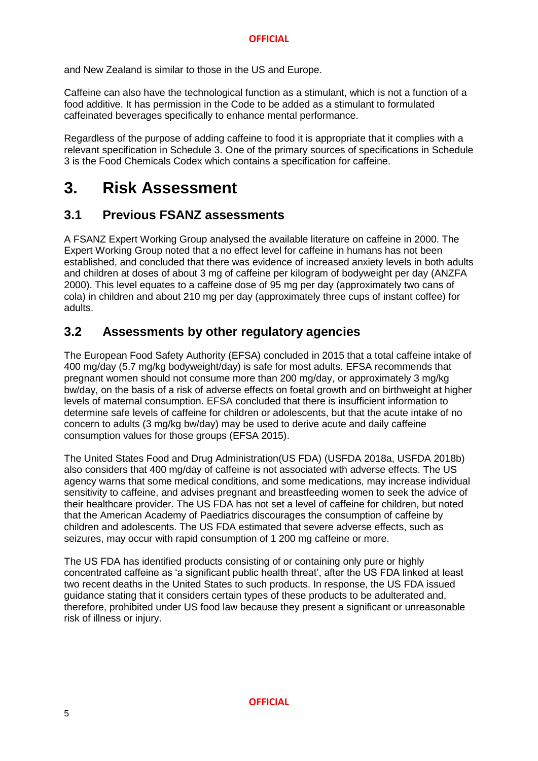and New Zealand is similar to those in the US and Europe.

Caffeine can also have the technological function as a stimulant, which is not a function of a food additive. It has permission in the Code to be added as a stimulant to formulated caffeinated beverages specifically to enhance mental performance.

Regardless of the purpose of adding caffeine to food it is appropriate that it complies with a relevant specification in Schedule 3. One of the primary sources of specifications in Schedule 3 is the Food Chemicals Codex which contains a specification for caffeine.

# 3. Risk Assessment

## 3.1 Previous FSANZ assessments

A FSANZ Expert Working Group analysed the available literature on caffeine in 2000. The Expert Working Group noted that a no effect level for caffeine in humans has not been established, and concluded that there was evidence of increased anxiety levels in both adults and children at doses of about 3 mg of caffeine per kilogram of bodyweight per day (ANZFA 2000). This level equates to a caffeine dose of 95 mg per day (approximately two cans of cola) in children and about 210 mg per day (approximately three cups of instant coffee) for adults.

## 3.2 Assessments by other regulatory agencies

The European Food Safety Authority (EFSA) concluded in 2015 that a total caffeine intake of 400 mg/day (5.7 mg/kg bodyweight/day) is safe for most adults. EFSA recommends that pregnant women should not consume more than 200 mg/day, or approximately 3 mg/kg bw/day, on the basis of a risk of adverse effects on foetal growth and on birthweight at higher levels of maternal consumption. EFSA concluded that there is insufficient information to determine safe levels of caffeine for children or adolescents, but that the acute intake of no concern to adults (3 mg/kg bw/day) may be used to derive acute and daily caffeine consumption values for those groups (EFSA 2015).

The United States Food and Drug Administration(US FDA) (USFDA 2018a, USFDA 2018b) also considers that 400 mg/day of caffeine is not associated with adverse effects. The US agency warns that some medical conditions, and some medications, may increase individual sensitivity to caffeine, and advises pregnant and breastfeeding women to seek the advice of their healthcare provider. The US FDA has not set a level of caffeine for children, but noted that the American Academy of Paediatrics discourages the consumption of caffeine by children and adolescents. The US FDA estimated that severe adverse effects, such as seizures, may occur with rapid consumption of 1 200 mg caffeine or more.

The US FDA has identified products consisting of or containing only pure or highly concentrated caffeine as 'a significant public health threat', after the US FDA linked at least two recent deaths in the United States to such products. In response, the US FDA issued guidance stating that it considers certain types of these products to be adulterated and, therefore, prohibited under US food law because they present a significant or unreasonable risk of illness or injury.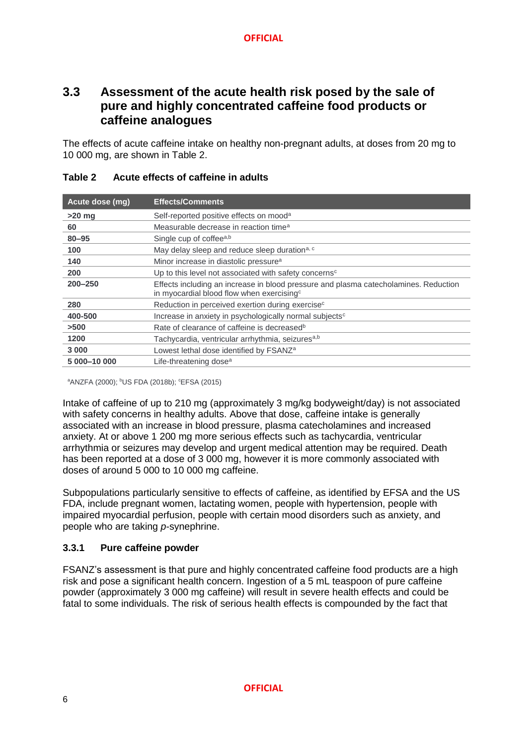## 3.3 Assessment of the acute health risk posed by the sale of pure and highly concentrated caffeine food products or caffeine analogues

The effects of acute caffeine intake on healthy non-pregnant adults, at doses from 20 mg to 10 000 mg, are shown in Table 2.

**Table 2 Acute effects of caffeine in adults**

| Acute dose (mg) | Effects/Comments |
| --- | --- |
| **>20 mg** | Self-reported positive effects on mood[a] |
| **60** | Measurable decrease in reaction time[a] |
| **80–95** | Single cup of coffee[a,b] |
| **100** | May delay sleep and reduce sleep duration[a, c] |
| **140** | Minor increase in diastolic pressure[a] |
| **200** | Up to this level not associated with safety concerns[c] |
| **200–250** | Effects including an increase in blood pressure and plasma catecholamines. Reduction in myocardial blood flow when exercising[c] |
| **280** | Reduction in perceived exertion during exercise[c] |
| **400-500** | Increase in anxiety in psychologically normal subjects[c] |
| **>500** | Rate of clearance of caffeine is decreased[b] |
| **1200** | Tachycardia, ventricular arrhythmia, seizures[a,b] |
| **3 000** | Lowest lethal dose identified by FSANZ[a] |
| **5 000–10 000** | Life-threatening dose[a] |

[a]ANZFA (2000); [b]US FDA (2018b); [c]EFSA (2015)

Intake of caffeine of up to 210 mg (approximately 3 mg/kg bodyweight/day) is not associated with safety concerns in healthy adults. Above that dose, caffeine intake is generally associated with an increase in blood pressure, plasma catecholamines and increased anxiety. At or above 1 200 mg more serious effects such as tachycardia, ventricular arrhythmia or seizures may develop and urgent medical attention may be required. Death has been reported at a dose of 3 000 mg, however it is more commonly associated with doses of around 5 000 to 10 000 mg caffeine.

Subpopulations particularly sensitive to effects of caffeine, as identified by EFSA and the US FDA, include pregnant women, lactating women, people with hypertension, people with impaired myocardial perfusion, people with certain mood disorders such as anxiety, and people who are taking *p*-synephrine.

### 3.3.1 Pure caffeine powder

FSANZ's assessment is that pure and highly concentrated caffeine food products are a high risk and pose a significant health concern. Ingestion of a 5 mL teaspoon of pure caffeine powder (approximately 3 000 mg caffeine) will result in severe health effects and could be fatal to some individuals. The risk of serious health effects is compounded by the fact that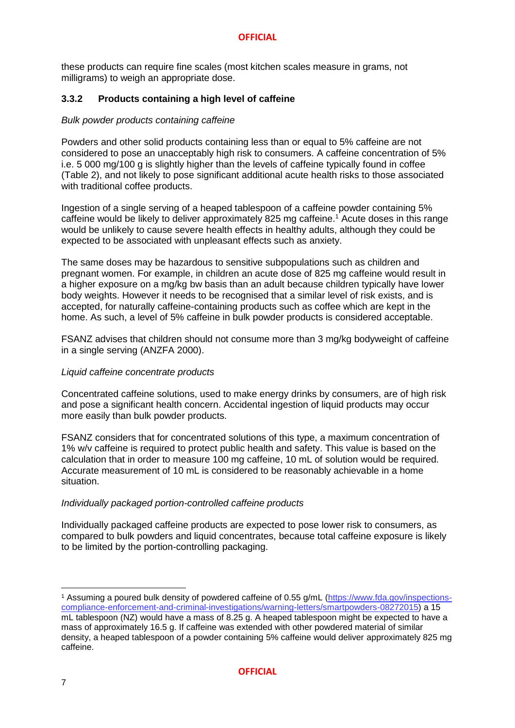these products can require fine scales (most kitchen scales measure in grams, not milligrams) to weigh an appropriate dose.

### 3.3.2 Products containing a high level of caffeine

*Bulk powder products containing caffeine*

Powders and other solid products containing less than or equal to 5% caffeine are not considered to pose an unacceptably high risk to consumers. A caffeine concentration of 5% i.e. 5 000 mg/100 g is slightly higher than the levels of caffeine typically found in coffee (Table 2), and not likely to pose significant additional acute health risks to those associated with traditional coffee products.

Ingestion of a single serving of a heaped tablespoon of a caffeine powder containing 5% caffeine would be likely to deliver approximately 825 mg caffeine.[1] Acute doses in this range would be unlikely to cause severe health effects in healthy adults, although they could be expected to be associated with unpleasant effects such as anxiety.

The same doses may be hazardous to sensitive subpopulations such as children and pregnant women. For example, in children an acute dose of 825 mg caffeine would result in a higher exposure on a mg/kg bw basis than an adult because children typically have lower body weights. However it needs to be recognised that a similar level of risk exists, and is accepted, for naturally caffeine-containing products such as coffee which are kept in the home. As such, a level of 5% caffeine in bulk powder products is considered acceptable.

FSANZ advises that children should not consume more than 3 mg/kg bodyweight of caffeine in a single serving (ANZFA 2000).

*Liquid caffeine concentrate products*

Concentrated caffeine solutions, used to make energy drinks by consumers, are of high risk and pose a significant health concern. Accidental ingestion of liquid products may occur more easily than bulk powder products.

FSANZ considers that for concentrated solutions of this type, a maximum concentration of 1% w/v caffeine is required to protect public health and safety. This value is based on the calculation that in order to measure 100 mg caffeine, 10 mL of solution would be required. Accurate measurement of 10 mL is considered to be reasonably achievable in a home situation.

*Individually packaged portion-controlled caffeine products*

Individually packaged caffeine products are expected to pose lower risk to consumers, as compared to bulk powders and liquid concentrates, because total caffeine exposure is likely to be limited by the portion-controlling packaging.

---

[1] Assuming a poured bulk density of powdered caffeine of 0.55 g/mL (https://www.fda.gov/inspections-compliance-enforcement-and-criminal-investigations/warning-letters/smartpowders-08272015) a 15 mL tablespoon (NZ) would have a mass of 8.25 g. A heaped tablespoon might be expected to have a mass of approximately 16.5 g. If caffeine was extended with other powdered material of similar density, a heaped tablespoon of a powder containing 5% caffeine would deliver approximately 825 mg caffeine.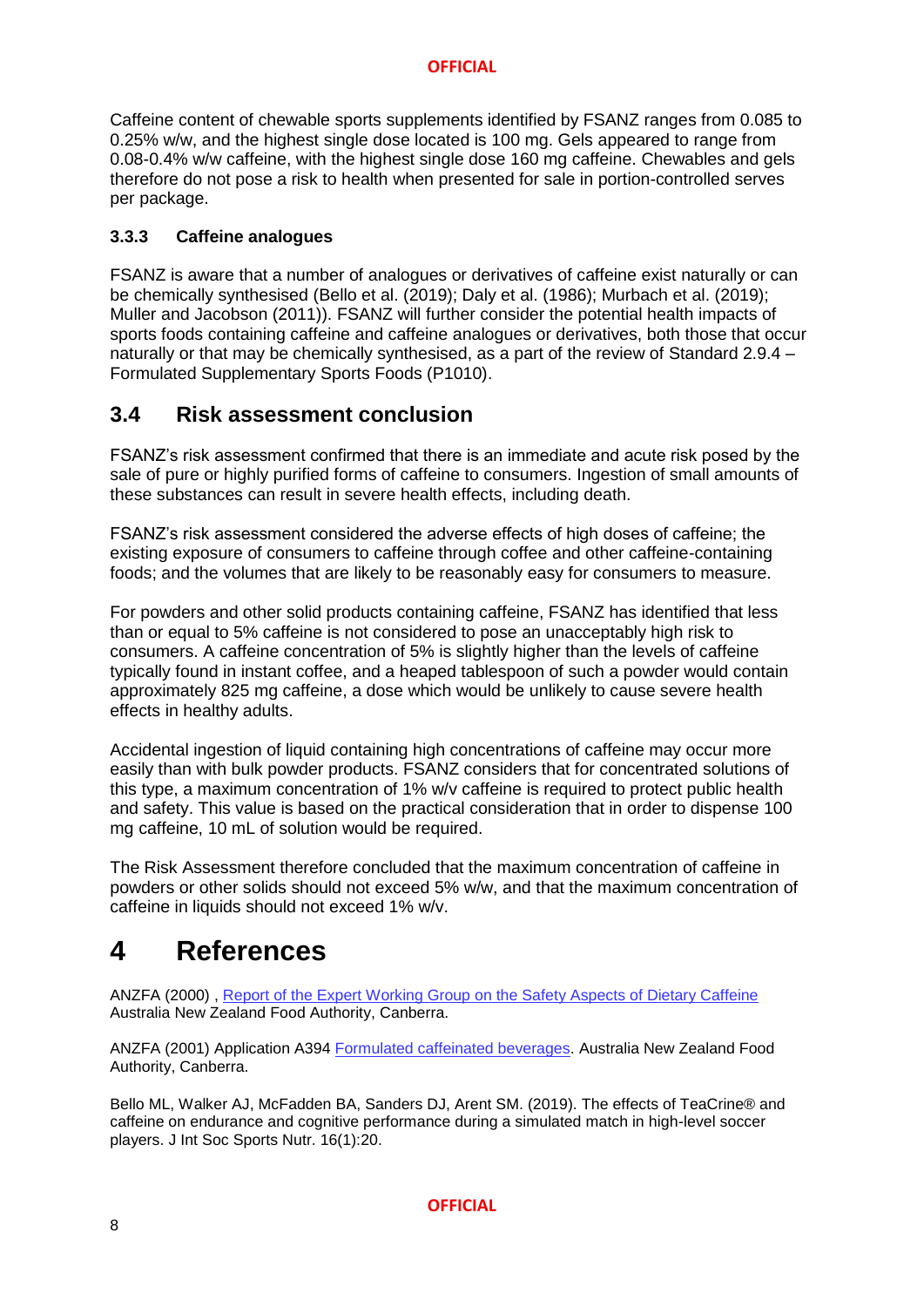Caffeine content of chewable sports supplements identified by FSANZ ranges from 0.085 to 0.25% w/w, and the highest single dose located is 100 mg. Gels appeared to range from 0.08-0.4% w/w caffeine, with the highest single dose 160 mg caffeine. Chewables and gels therefore do not pose a risk to health when presented for sale in portion-controlled serves per package.

### 3.3.3 Caffeine analogues

FSANZ is aware that a number of analogues or derivatives of caffeine exist naturally or can be chemically synthesised (Bello et al. (2019); Daly et al. (1986); Murbach et al. (2019); Muller and Jacobson (2011)). FSANZ will further consider the potential health impacts of sports foods containing caffeine and caffeine analogues or derivatives, both those that occur naturally or that may be chemically synthesised, as a part of the review of Standard 2.9.4 – Formulated Supplementary Sports Foods (P1010).

## 3.4 Risk assessment conclusion

FSANZ's risk assessment confirmed that there is an immediate and acute risk posed by the sale of pure or highly purified forms of caffeine to consumers. Ingestion of small amounts of these substances can result in severe health effects, including death.

FSANZ's risk assessment considered the adverse effects of high doses of caffeine; the existing exposure of consumers to caffeine through coffee and other caffeine-containing foods; and the volumes that are likely to be reasonably easy for consumers to measure.

For powders and other solid products containing caffeine, FSANZ has identified that less than or equal to 5% caffeine is not considered to pose an unacceptably high risk to consumers. A caffeine concentration of 5% is slightly higher than the levels of caffeine typically found in instant coffee, and a heaped tablespoon of such a powder would contain approximately 825 mg caffeine, a dose which would be unlikely to cause severe health effects in healthy adults.

Accidental ingestion of liquid containing high concentrations of caffeine may occur more easily than with bulk powder products. FSANZ considers that for concentrated solutions of this type, a maximum concentration of 1% w/v caffeine is required to protect public health and safety. This value is based on the practical consideration that in order to dispense 100 mg caffeine, 10 mL of solution would be required.

The Risk Assessment therefore concluded that the maximum concentration of caffeine in powders or other solids should not exceed 5% w/w, and that the maximum concentration of caffeine in liquids should not exceed 1% w/v.

# 4 References

ANZFA (2000) , Report of the Expert Working Group on the Safety Aspects of Dietary Caffeine Australia New Zealand Food Authority, Canberra.

ANZFA (2001) Application A394 Formulated caffeinated beverages. Australia New Zealand Food Authority, Canberra.

Bello ML, Walker AJ, McFadden BA, Sanders DJ, Arent SM. (2019). The effects of TeaCrine® and caffeine on endurance and cognitive performance during a simulated match in high-level soccer players. J Int Soc Sports Nutr. 16(1):20.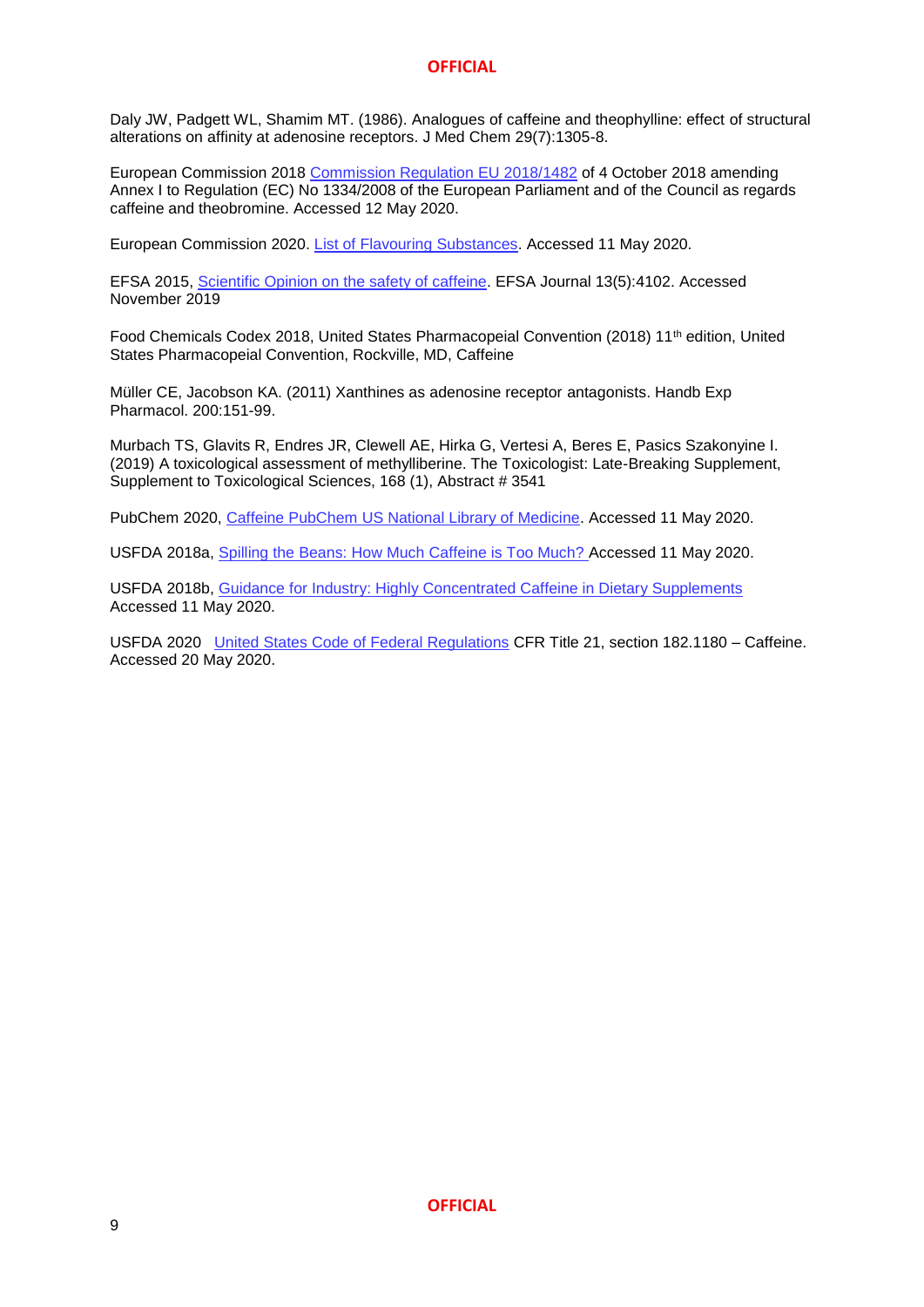Daly JW, Padgett WL, Shamim MT. (1986). Analogues of caffeine and theophylline: effect of structural alterations on affinity at adenosine receptors. J Med Chem 29(7):1305-8.

European Commission 2018 Commission Regulation EU 2018/1482 of 4 October 2018 amending Annex I to Regulation (EC) No 1334/2008 of the European Parliament and of the Council as regards caffeine and theobromine. Accessed 12 May 2020.

European Commission 2020. List of Flavouring Substances. Accessed 11 May 2020.

EFSA 2015, Scientific Opinion on the safety of caffeine. EFSA Journal 13(5):4102. Accessed November 2019

Food Chemicals Codex 2018, United States Pharmacopeial Convention (2018) 11th edition, United States Pharmacopeial Convention, Rockville, MD, Caffeine

Müller CE, Jacobson KA. (2011) Xanthines as adenosine receptor antagonists. Handb Exp Pharmacol. 200:151-99.

Murbach TS, Glavits R, Endres JR, Clewell AE, Hirka G, Vertesi A, Beres E, Pasics Szakonyine I. (2019) A toxicological assessment of methylliberine. The Toxicologist: Late-Breaking Supplement, Supplement to Toxicological Sciences, 168 (1), Abstract # 3541

PubChem 2020, Caffeine PubChem US National Library of Medicine. Accessed 11 May 2020.

USFDA 2018a, Spilling the Beans: How Much Caffeine is Too Much? Accessed 11 May 2020.

USFDA 2018b, Guidance for Industry: Highly Concentrated Caffeine in Dietary Supplements Accessed 11 May 2020.

USFDA 2020 United States Code of Federal Regulations CFR Title 21, section 182.1180 – Caffeine. Accessed 20 May 2020.